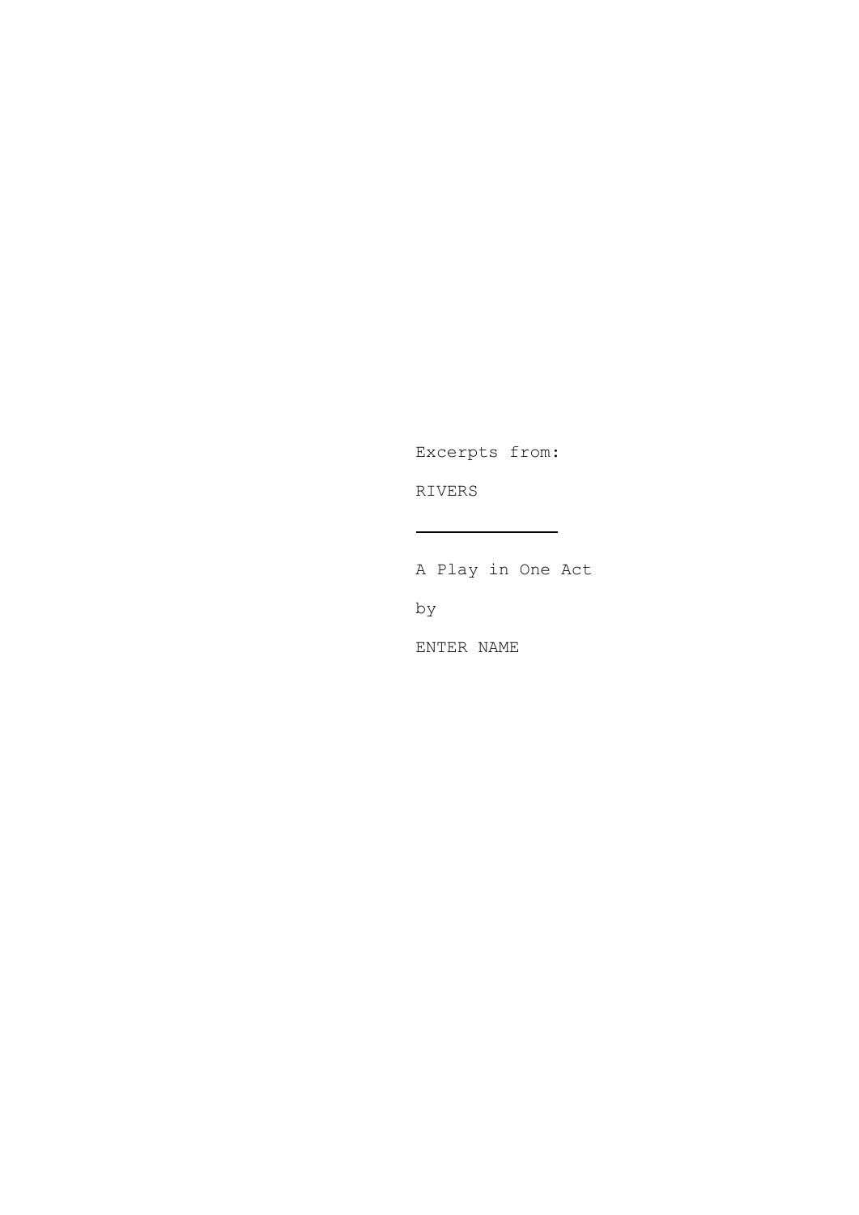Excerpts from:

# RIVERS

---

A Play in One Act

by

ENTER NAME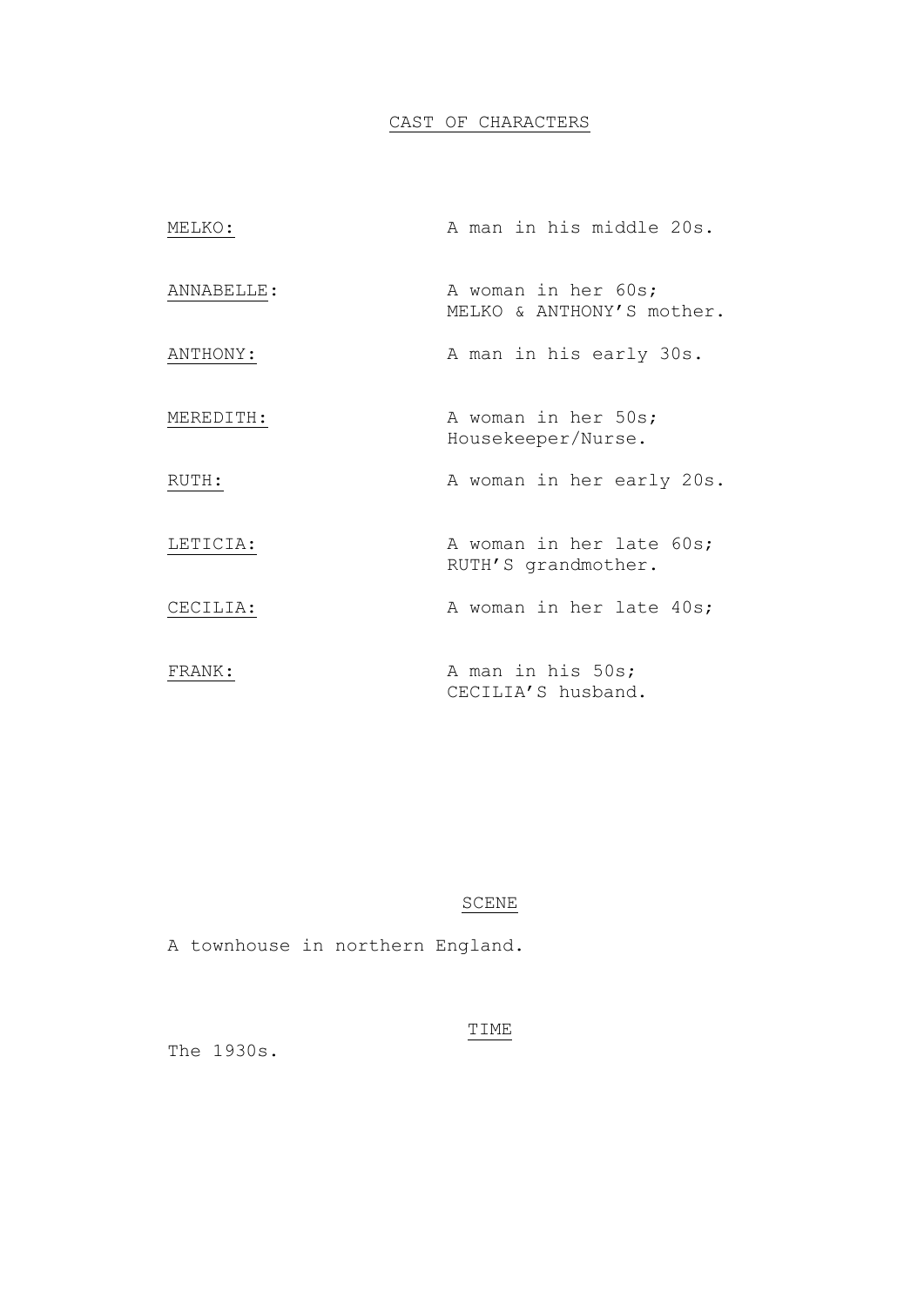## CAST OF CHARACTERS

| | |
|---|---|
| MELKO: | A man in his middle 20s. |
| ANNABELLE: | A woman in her 60s; MELKO & ANTHONY'S mother. |
| ANTHONY: | A man in his early 30s. |
| MEREDITH: | A woman in her 50s; Housekeeper/Nurse. |
| RUTH: | A woman in her early 20s. |
| LETICIA: | A woman in her late 60s; RUTH'S grandmother. |
| CECILIA: | A woman in her late 40s; |
| FRANK: | A man in his 50s; CECILIA'S husband. |

## SCENE

A townhouse in northern England.

## TIME

The 1930s.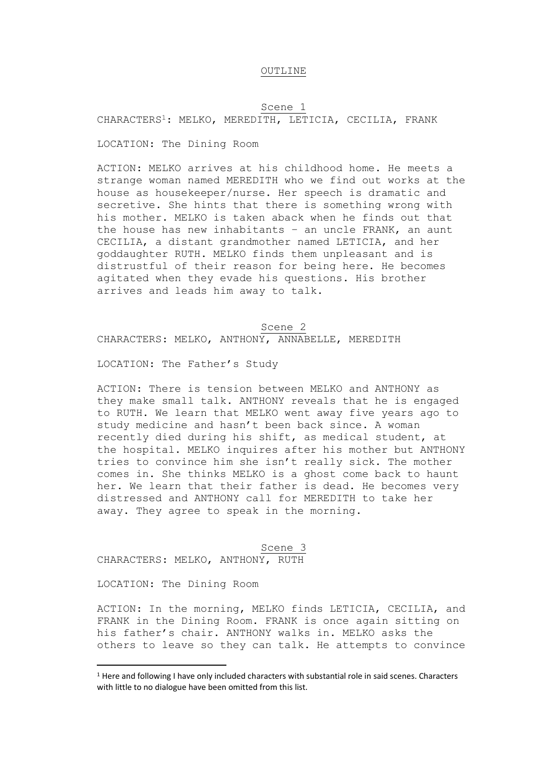# OUTLINE

## Scene 1

CHARACTERS[1]: MELKO, MEREDITH, LETICIA, CECILIA, FRANK

LOCATION: The Dining Room

ACTION: MELKO arrives at his childhood home. He meets a strange woman named MEREDITH who we find out works at the house as housekeeper/nurse. Her speech is dramatic and secretive. She hints that there is something wrong with his mother. MELKO is taken aback when he finds out that the house has new inhabitants – an uncle FRANK, an aunt CECILIA, a distant grandmother named LETICIA, and her goddaughter RUTH. MELKO finds them unpleasant and is distrustful of their reason for being here. He becomes agitated when they evade his questions. His brother arrives and leads him away to talk.

## Scene 2

CHARACTERS: MELKO, ANTHONY, ANNABELLE, MEREDITH

LOCATION: The Father's Study

ACTION: There is tension between MELKO and ANTHONY as they make small talk. ANTHONY reveals that he is engaged to RUTH. We learn that MELKO went away five years ago to study medicine and hasn't been back since. A woman recently died during his shift, as medical student, at the hospital. MELKO inquires after his mother but ANTHONY tries to convince him she isn't really sick. The mother comes in. She thinks MELKO is a ghost come back to haunt her. We learn that their father is dead. He becomes very distressed and ANTHONY call for MEREDITH to take her away. They agree to speak in the morning.

## Scene 3

CHARACTERS: MELKO, ANTHONY, RUTH

LOCATION: The Dining Room

ACTION: In the morning, MELKO finds LETICIA, CECILIA, and FRANK in the Dining Room. FRANK is once again sitting on his father's chair. ANTHONY walks in. MELKO asks the others to leave so they can talk. He attempts to convince

[1] Here and following I have only included characters with substantial role in said scenes. Characters with little to no dialogue have been omitted from this list.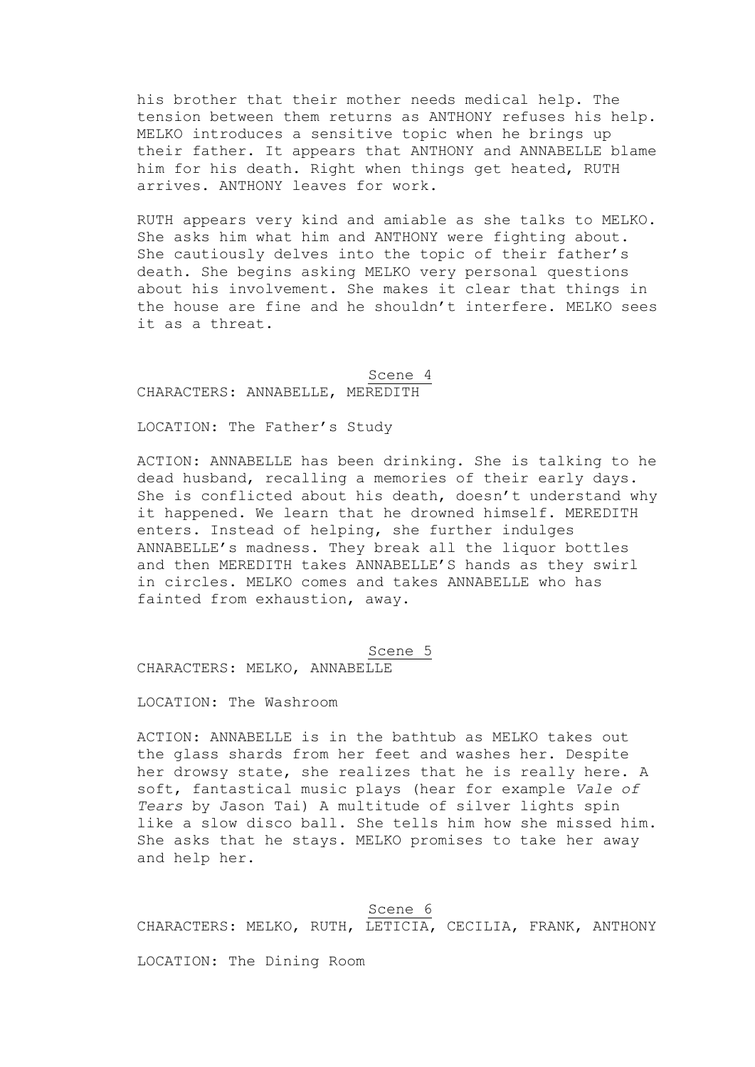his brother that their mother needs medical help. The tension between them returns as ANTHONY refuses his help. MELKO introduces a sensitive topic when he brings up their father. It appears that ANTHONY and ANNABELLE blame him for his death. Right when things get heated, RUTH arrives. ANTHONY leaves for work.

RUTH appears very kind and amiable as she talks to MELKO. She asks him what him and ANTHONY were fighting about. She cautiously delves into the topic of their father's death. She begins asking MELKO very personal questions about his involvement. She makes it clear that things in the house are fine and he shouldn't interfere. MELKO sees it as a threat.

## Scene 4

CHARACTERS: ANNABELLE, MEREDITH

LOCATION: The Father's Study

ACTION: ANNABELLE has been drinking. She is talking to he dead husband, recalling a memories of their early days. She is conflicted about his death, doesn't understand why it happened. We learn that he drowned himself. MEREDITH enters. Instead of helping, she further indulges ANNABELLE's madness. They break all the liquor bottles and then MEREDITH takes ANNABELLE'S hands as they swirl in circles. MELKO comes and takes ANNABELLE who has fainted from exhaustion, away.

## Scene 5

CHARACTERS: MELKO, ANNABELLE

LOCATION: The Washroom

ACTION: ANNABELLE is in the bathtub as MELKO takes out the glass shards from her feet and washes her. Despite her drowsy state, she realizes that he is really here. A soft, fantastical music plays (hear for example *Vale of Tears* by Jason Tai) A multitude of silver lights spin like a slow disco ball. She tells him how she missed him. She asks that he stays. MELKO promises to take her away and help her.

## Scene 6

CHARACTERS: MELKO, RUTH, LETICIA, CECILIA, FRANK, ANTHONY

LOCATION: The Dining Room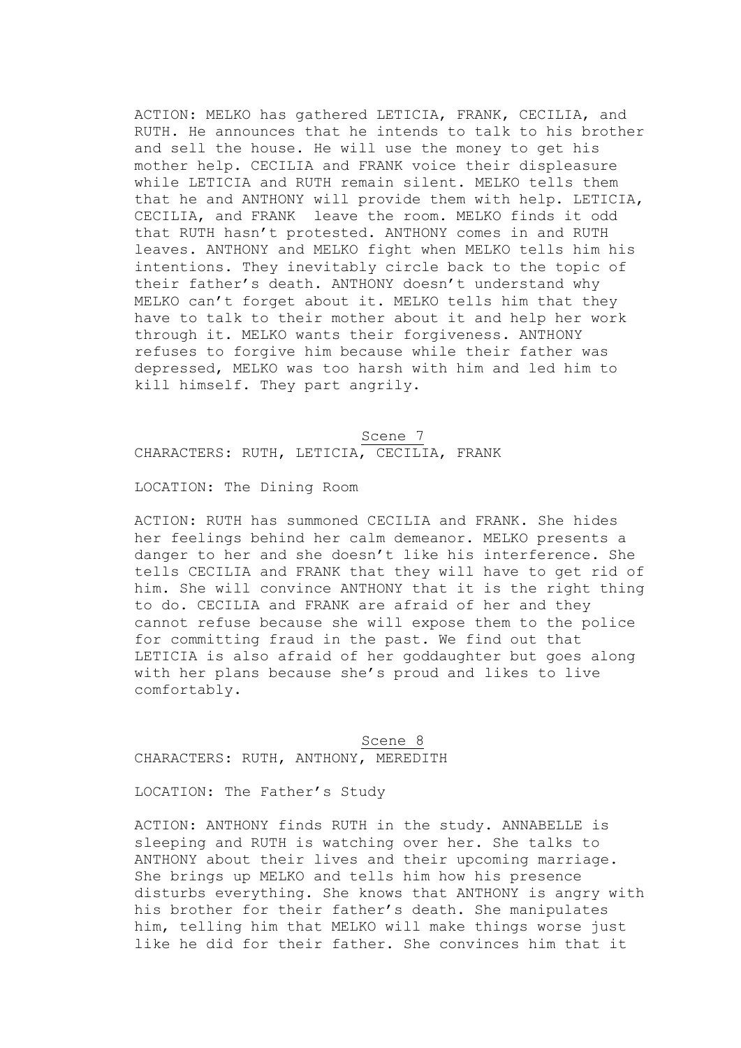ACTION: MELKO has gathered LETICIA, FRANK, CECILIA, and RUTH. He announces that he intends to talk to his brother and sell the house. He will use the money to get his mother help. CECILIA and FRANK voice their displeasure while LETICIA and RUTH remain silent. MELKO tells them that he and ANTHONY will provide them with help. LETICIA, CECILIA, and FRANK leave the room. MELKO finds it odd that RUTH hasn't protested. ANTHONY comes in and RUTH leaves. ANTHONY and MELKO fight when MELKO tells him his intentions. They inevitably circle back to the topic of their father's death. ANTHONY doesn't understand why MELKO can't forget about it. MELKO tells him that they have to talk to their mother about it and help her work through it. MELKO wants their forgiveness. ANTHONY refuses to forgive him because while their father was depressed, MELKO was too harsh with him and led him to kill himself. They part angrily.

## Scene 7

CHARACTERS: RUTH, LETICIA, CECILIA, FRANK

LOCATION: The Dining Room

ACTION: RUTH has summoned CECILIA and FRANK. She hides her feelings behind her calm demeanor. MELKO presents a danger to her and she doesn't like his interference. She tells CECILIA and FRANK that they will have to get rid of him. She will convince ANTHONY that it is the right thing to do. CECILIA and FRANK are afraid of her and they cannot refuse because she will expose them to the police for committing fraud in the past. We find out that LETICIA is also afraid of her goddaughter but goes along with her plans because she's proud and likes to live comfortably.

## Scene 8

CHARACTERS: RUTH, ANTHONY, MEREDITH

LOCATION: The Father's Study

ACTION: ANTHONY finds RUTH in the study. ANNABELLE is sleeping and RUTH is watching over her. She talks to ANTHONY about their lives and their upcoming marriage. She brings up MELKO and tells him how his presence disturbs everything. She knows that ANTHONY is angry with his brother for their father's death. She manipulates him, telling him that MELKO will make things worse just like he did for their father. She convinces him that it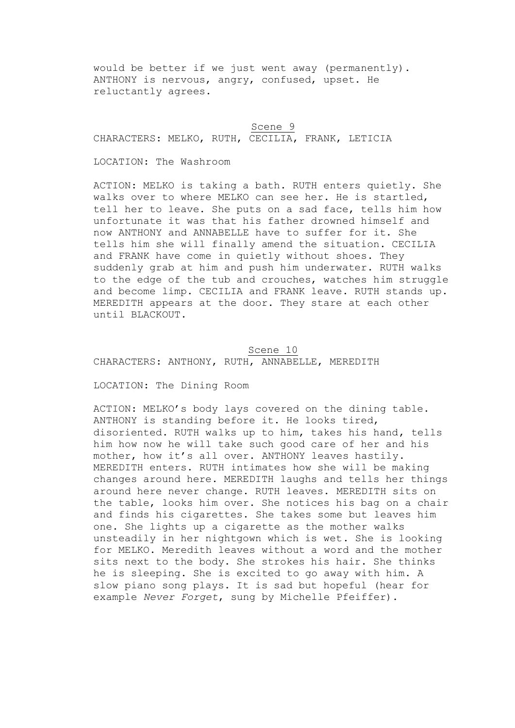would be better if we just went away (permanently). ANTHONY is nervous, angry, confused, upset. He reluctantly agrees.

## Scene 9

CHARACTERS: MELKO, RUTH, CECILIA, FRANK, LETICIA

LOCATION: The Washroom

ACTION: MELKO is taking a bath. RUTH enters quietly. She walks over to where MELKO can see her. He is startled, tell her to leave. She puts on a sad face, tells him how unfortunate it was that his father drowned himself and now ANTHONY and ANNABELLE have to suffer for it. She tells him she will finally amend the situation. CECILIA and FRANK have come in quietly without shoes. They suddenly grab at him and push him underwater. RUTH walks to the edge of the tub and crouches, watches him struggle and become limp. CECILIA and FRANK leave. RUTH stands up. MEREDITH appears at the door. They stare at each other until BLACKOUT.

## Scene 10

CHARACTERS: ANTHONY, RUTH, ANNABELLE, MEREDITH

LOCATION: The Dining Room

ACTION: MELKO's body lays covered on the dining table. ANTHONY is standing before it. He looks tired, disoriented. RUTH walks up to him, takes his hand, tells him how now he will take such good care of her and his mother, how it's all over. ANTHONY leaves hastily. MEREDITH enters. RUTH intimates how she will be making changes around here. MEREDITH laughs and tells her things around here never change. RUTH leaves. MEREDITH sits on the table, looks him over. She notices his bag on a chair and finds his cigarettes. She takes some but leaves him one. She lights up a cigarette as the mother walks unsteadily in her nightgown which is wet. She is looking for MELKO. Meredith leaves without a word and the mother sits next to the body. She strokes his hair. She thinks he is sleeping. She is excited to go away with him. A slow piano song plays. It is sad but hopeful (hear for example *Never Forget*, sung by Michelle Pfeiffer).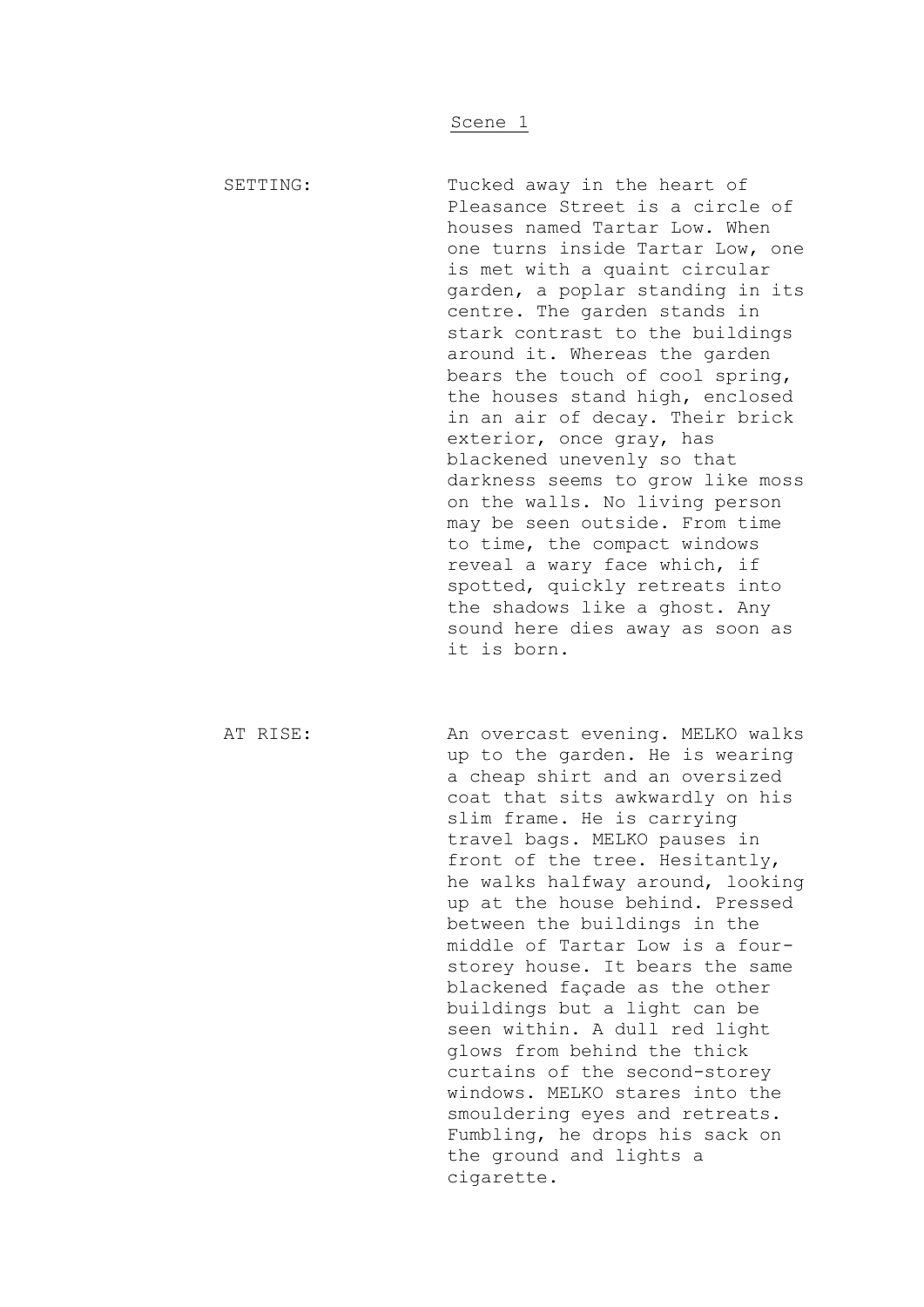## Scene 1

SETTING: Tucked away in the heart of Pleasance Street is a circle of houses named Tartar Low. When one turns inside Tartar Low, one is met with a quaint circular garden, a poplar standing in its centre. The garden stands in stark contrast to the buildings around it. Whereas the garden bears the touch of cool spring, the houses stand high, enclosed in an air of decay. Their brick exterior, once gray, has blackened unevenly so that darkness seems to grow like moss on the walls. No living person may be seen outside. From time to time, the compact windows reveal a wary face which, if spotted, quickly retreats into the shadows like a ghost. Any sound here dies away as soon as it is born.

AT RISE: An overcast evening. MELKO walks up to the garden. He is wearing a cheap shirt and an oversized coat that sits awkwardly on his slim frame. He is carrying travel bags. MELKO pauses in front of the tree. Hesitantly, he walks halfway around, looking up at the house behind. Pressed between the buildings in the middle of Tartar Low is a four-storey house. It bears the same blackened façade as the other buildings but a light can be seen within. A dull red light glows from behind the thick curtains of the second-storey windows. MELKO stares into the smouldering eyes and retreats. Fumbling, he drops his sack on the ground and lights a cigarette.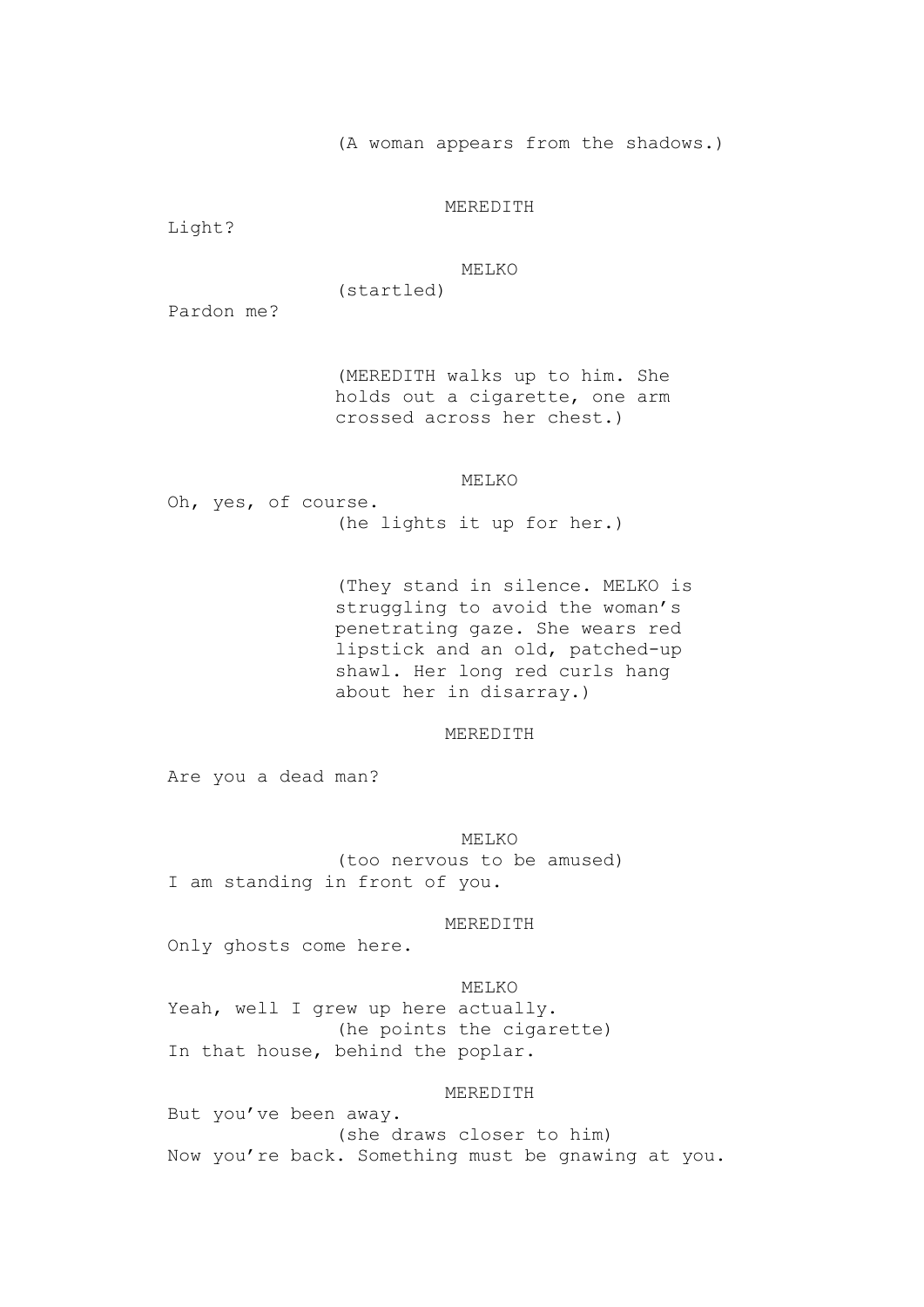(A woman appears from the shadows.)

MEREDITH

Light?

MELKO

(startled)

Pardon me?

(MEREDITH walks up to him. She holds out a cigarette, one arm crossed across her chest.)

MELKO

Oh, yes, of course.

(he lights it up for her.)

(They stand in silence. MELKO is struggling to avoid the woman's penetrating gaze. She wears red lipstick and an old, patched-up shawl. Her long red curls hang about her in disarray.)

MEREDITH

Are you a dead man?

MELKO

(too nervous to be amused)

I am standing in front of you.

MEREDITH

Only ghosts come here.

MELKO

Yeah, well I grew up here actually.

(he points the cigarette)

In that house, behind the poplar.

MEREDITH

But you've been away.

(she draws closer to him)

Now you're back. Something must be gnawing at you.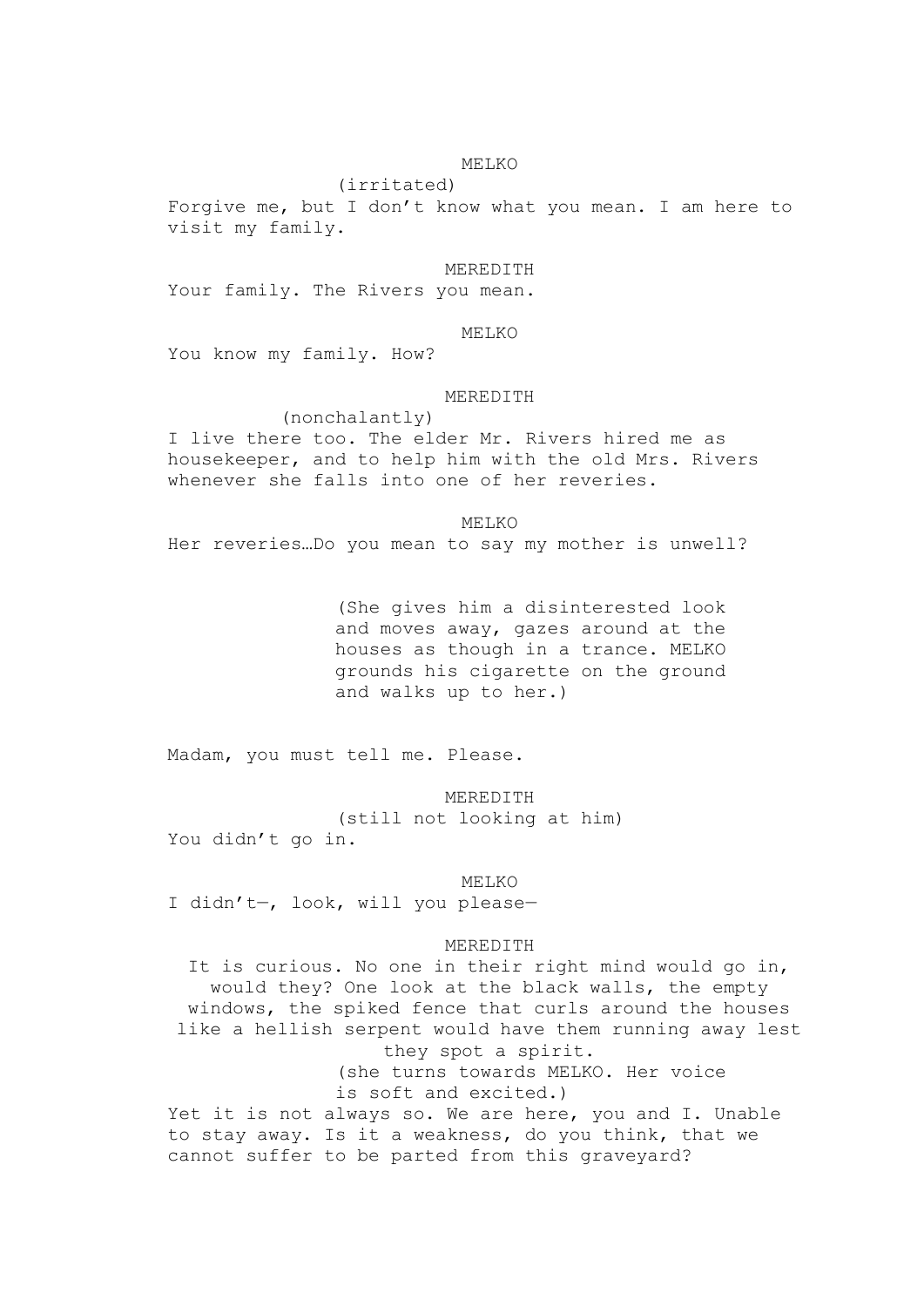MELKO

(irritated)

Forgive me, but I don't know what you mean. I am here to visit my family.

MEREDITH

Your family. The Rivers you mean.

MELKO

You know my family. How?

MEREDITH

(nonchalantly)

I live there too. The elder Mr. Rivers hired me as housekeeper, and to help him with the old Mrs. Rivers whenever she falls into one of her reveries.

MELKO

Her reveries…Do you mean to say my mother is unwell?

(She gives him a disinterested look and moves away, gazes around at the houses as though in a trance. MELKO grounds his cigarette on the ground and walks up to her.)

Madam, you must tell me. Please.

MEREDITH

(still not looking at him)

You didn't go in.

MELKO

I didn't—, look, will you please—

MEREDITH

It is curious. No one in their right mind would go in, would they? One look at the black walls, the empty windows, the spiked fence that curls around the houses like a hellish serpent would have them running away lest they spot a spirit.

(she turns towards MELKO. Her voice is soft and excited.)

Yet it is not always so. We are here, you and I. Unable to stay away. Is it a weakness, do you think, that we cannot suffer to be parted from this graveyard?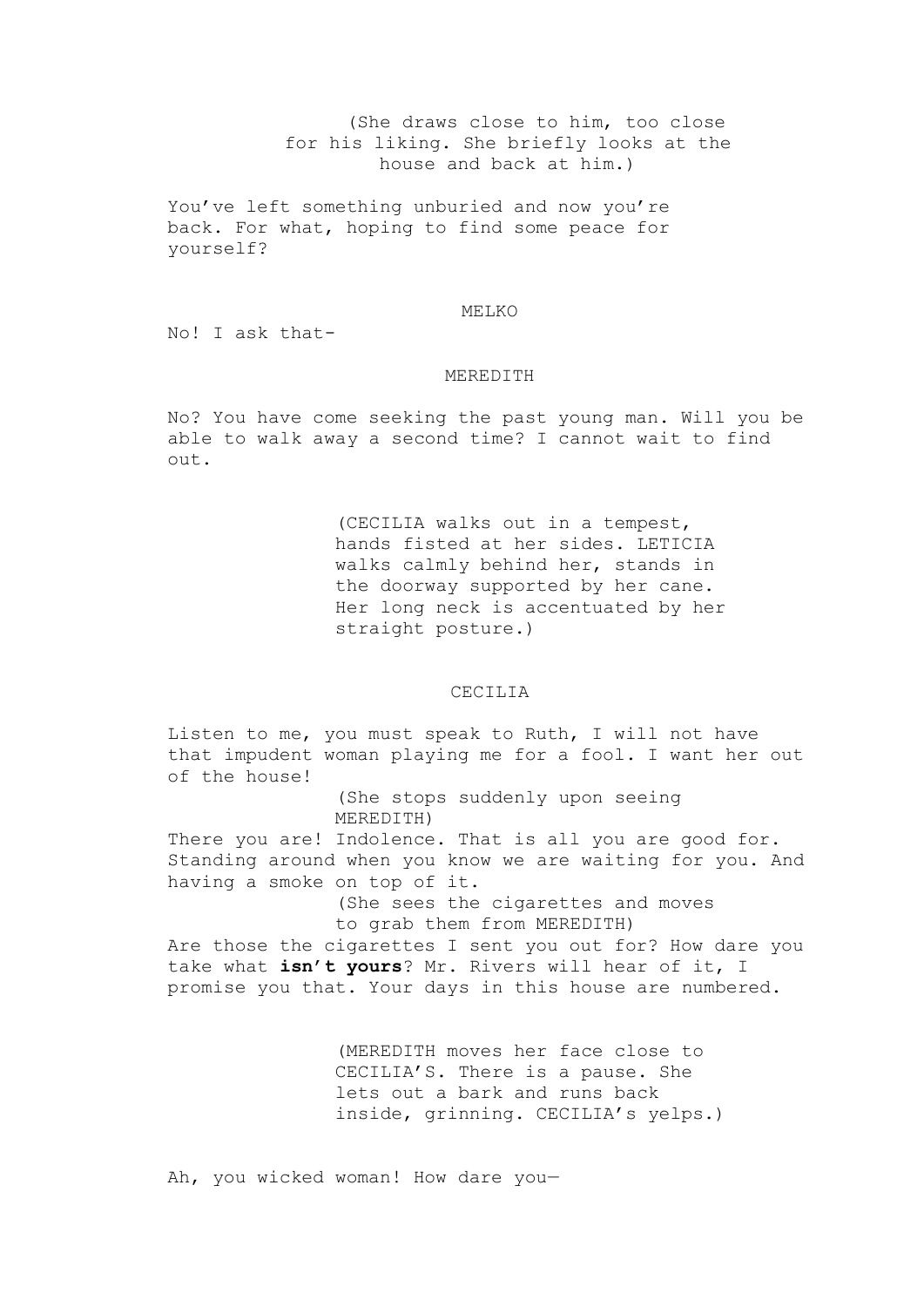(She draws close to him, too close for his liking. She briefly looks at the house and back at him.)

You've left something unburied and now you're back. For what, hoping to find some peace for yourself?

MELKO

No! I ask that-

MEREDITH

No? You have come seeking the past young man. Will you be able to walk away a second time? I cannot wait to find out.

(CECILIA walks out in a tempest, hands fisted at her sides. LETICIA walks calmly behind her, stands in the doorway supported by her cane. Her long neck is accentuated by her straight posture.)

CECILIA

Listen to me, you must speak to Ruth, I will not have that impudent woman playing me for a fool. I want her out of the house!

(She stops suddenly upon seeing MEREDITH)

There you are! Indolence. That is all you are good for. Standing around when you know we are waiting for you. And having a smoke on top of it.

(She sees the cigarettes and moves to grab them from MEREDITH)

Are those the cigarettes I sent you out for? How dare you take what **isn't yours**? Mr. Rivers will hear of it, I promise you that. Your days in this house are numbered.

(MEREDITH moves her face close to CECILIA'S. There is a pause. She lets out a bark and runs back inside, grinning. CECILIA's yelps.)

Ah, you wicked woman! How dare you—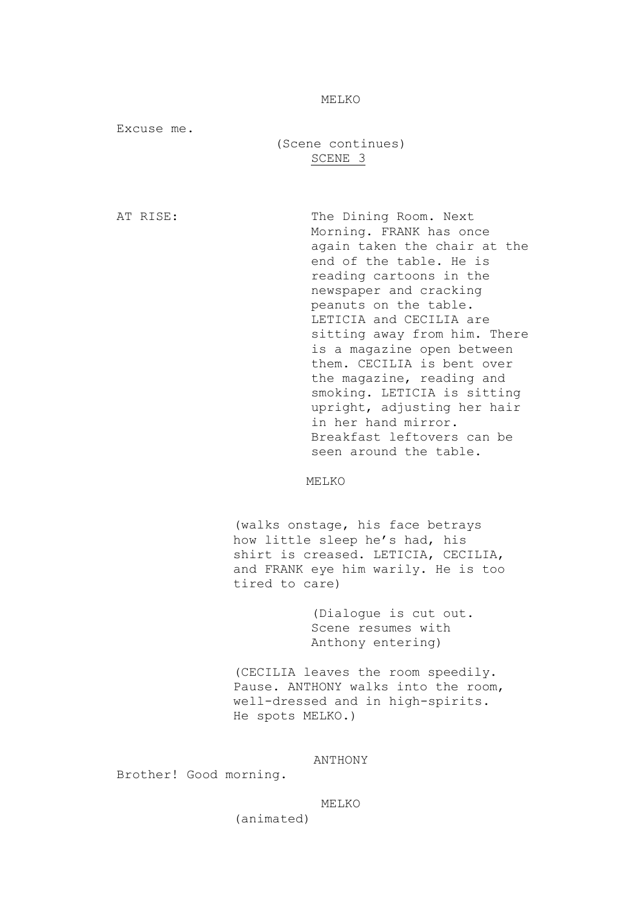MELKO

Excuse me.

(Scene continues)

SCENE 3

AT RISE: The Dining Room. Next Morning. FRANK has once again taken the chair at the end of the table. He is reading cartoons in the newspaper and cracking peanuts on the table. LETICIA and CECILIA are sitting away from him. There is a magazine open between them. CECILIA is bent over the magazine, reading and smoking. LETICIA is sitting upright, adjusting her hair in her hand mirror. Breakfast leftovers can be seen around the table.

MELKO

(walks onstage, his face betrays how little sleep he's had, his shirt is creased. LETICIA, CECILIA, and FRANK eye him warily. He is too tired to care)

(Dialogue is cut out. Scene resumes with Anthony entering)

(CECILIA leaves the room speedily. Pause. ANTHONY walks into the room, well-dressed and in high-spirits. He spots MELKO.)

ANTHONY

Brother! Good morning.

MELKO

(animated)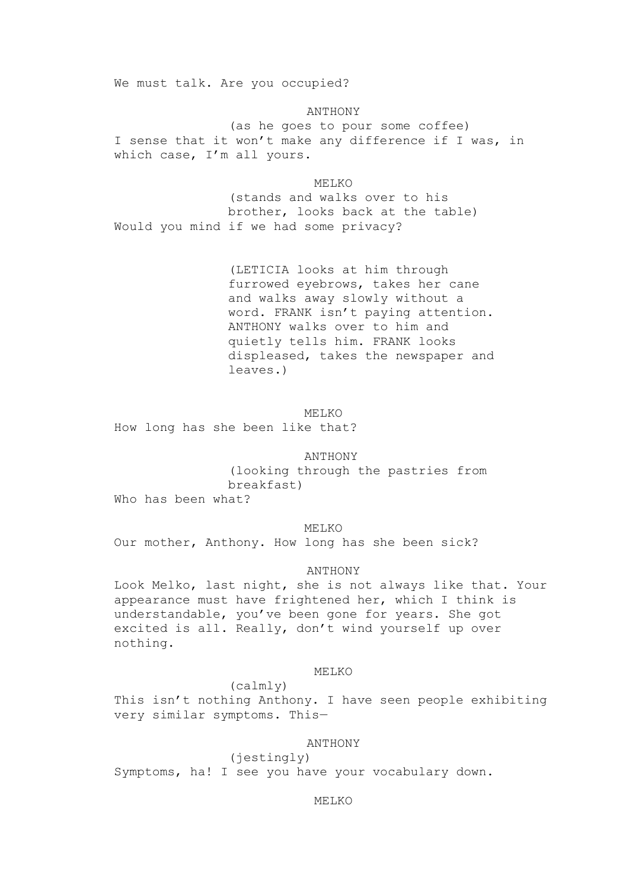We must talk. Are you occupied?

ANTHONY

(as he goes to pour some coffee)

I sense that it won't make any difference if I was, in which case, I'm all yours.

MELKO

(stands and walks over to his brother, looks back at the table)

Would you mind if we had some privacy?

(LETICIA looks at him through furrowed eyebrows, takes her cane and walks away slowly without a word. FRANK isn't paying attention. ANTHONY walks over to him and quietly tells him. FRANK looks displeased, takes the newspaper and leaves.)

MELKO

How long has she been like that?

ANTHONY

(looking through the pastries from breakfast)

Who has been what?

MELKO

Our mother, Anthony. How long has she been sick?

ANTHONY

Look Melko, last night, she is not always like that. Your appearance must have frightened her, which I think is understandable, you've been gone for years. She got excited is all. Really, don't wind yourself up over nothing.

MELKO

(calmly)

This isn't nothing Anthony. I have seen people exhibiting very similar symptoms. This—

ANTHONY

(jestingly)

Symptoms, ha! I see you have your vocabulary down.

MELKO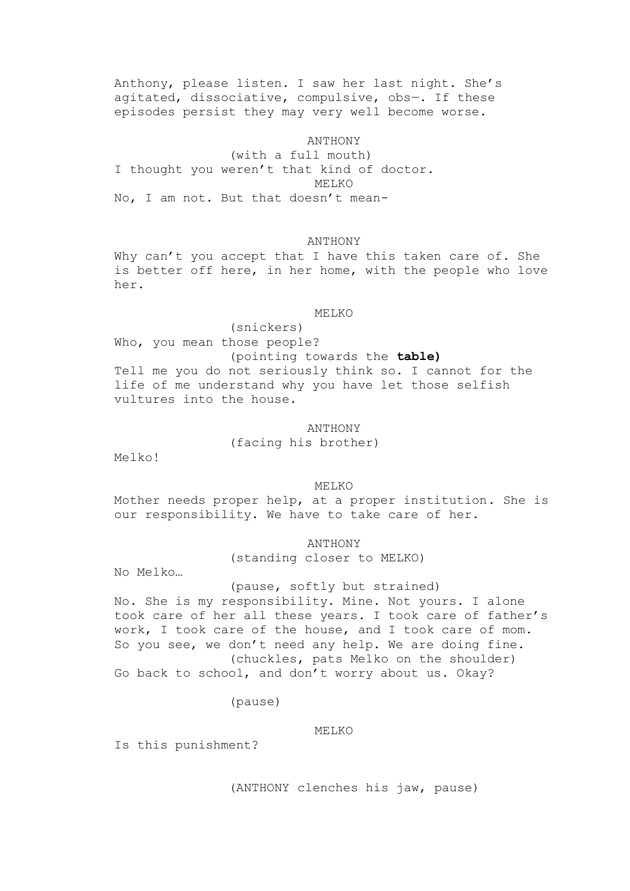Anthony, please listen. I saw her last night. She's agitated, dissociative, compulsive, obs—. If these episodes persist they may very well become worse.

ANTHONY

(with a full mouth)

I thought you weren't that kind of doctor.

MELKO

No, I am not. But that doesn't mean-

ANTHONY

Why can't you accept that I have this taken care of. She is better off here, in her home, with the people who love her.

MELKO

(snickers)

Who, you mean those people?

(pointing towards the **table)**

Tell me you do not seriously think so. I cannot for the life of me understand why you have let those selfish vultures into the house.

ANTHONY

(facing his brother)

Melko!

MELKO

Mother needs proper help, at a proper institution. She is our responsibility. We have to take care of her.

ANTHONY

(standing closer to MELKO)

No Melko…

(pause, softly but strained)

No. She is my responsibility. Mine. Not yours. I alone took care of her all these years. I took care of father's work, I took care of the house, and I took care of mom. So you see, we don't need any help. We are doing fine.

(chuckles, pats Melko on the shoulder)

Go back to school, and don't worry about us. Okay?

(pause)

MELKO

Is this punishment?

(ANTHONY clenches his jaw, pause)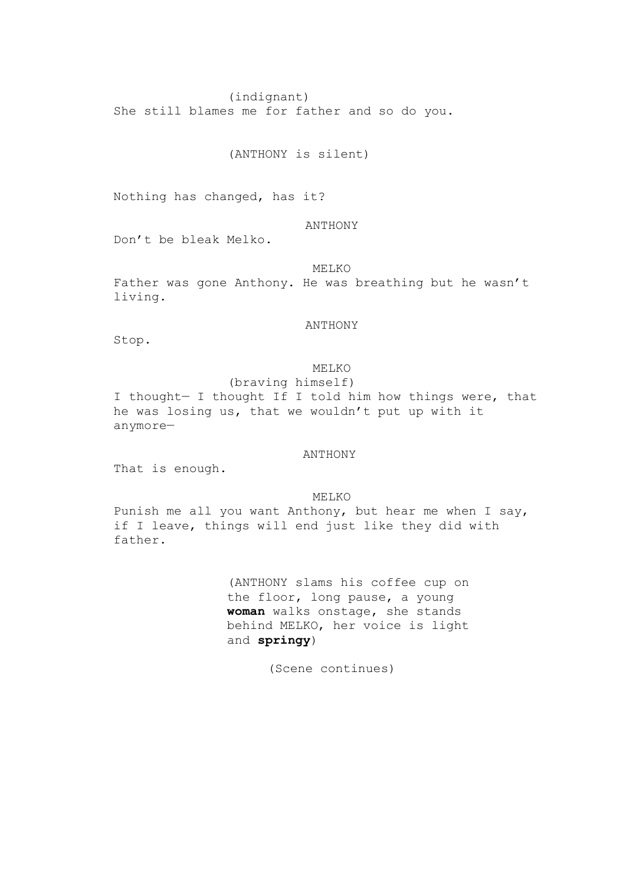(indignant)
She still blames me for father and so do you.

(ANTHONY is silent)

Nothing has changed, has it?

ANTHONY
Don't be bleak Melko.

MELKO
Father was gone Anthony. He was breathing but he wasn't living.

ANTHONY
Stop.

MELKO
(braving himself)
I thought— I thought If I told him how things were, that he was losing us, that we wouldn't put up with it anymore—

ANTHONY
That is enough.

MELKO
Punish me all you want Anthony, but hear me when I say, if I leave, things will end just like they did with father.

(ANTHONY slams his coffee cup on the floor, long pause, a young **woman** walks onstage, she stands behind MELKO, her voice is light and **springy**)

(Scene continues)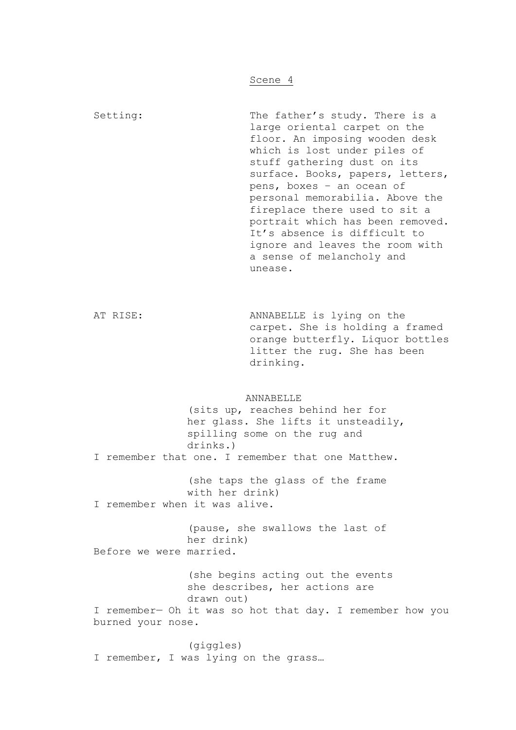## Scene 4

**Setting:** The father's study. There is a large oriental carpet on the floor. An imposing wooden desk which is lost under piles of stuff gathering dust on its surface. Books, papers, letters, pens, boxes – an ocean of personal memorabilia. Above the fireplace there used to sit a portrait which has been removed. It's absence is difficult to ignore and leaves the room with a sense of melancholy and unease.

**AT RISE:** ANNABELLE is lying on the carpet. She is holding a framed orange butterfly. Liquor bottles litter the rug. She has been drinking.

ANNABELLE

(sits up, reaches behind her for her glass. She lifts it unsteadily, spilling some on the rug and drinks.)

I remember that one. I remember that one Matthew.

(she taps the glass of the frame with her drink)

I remember when it was alive.

(pause, she swallows the last of her drink)

Before we were married.

(she begins acting out the events she describes, her actions are drawn out)

I remember— Oh it was so hot that day. I remember how you burned your nose.

(giggles)

I remember, I was lying on the grass…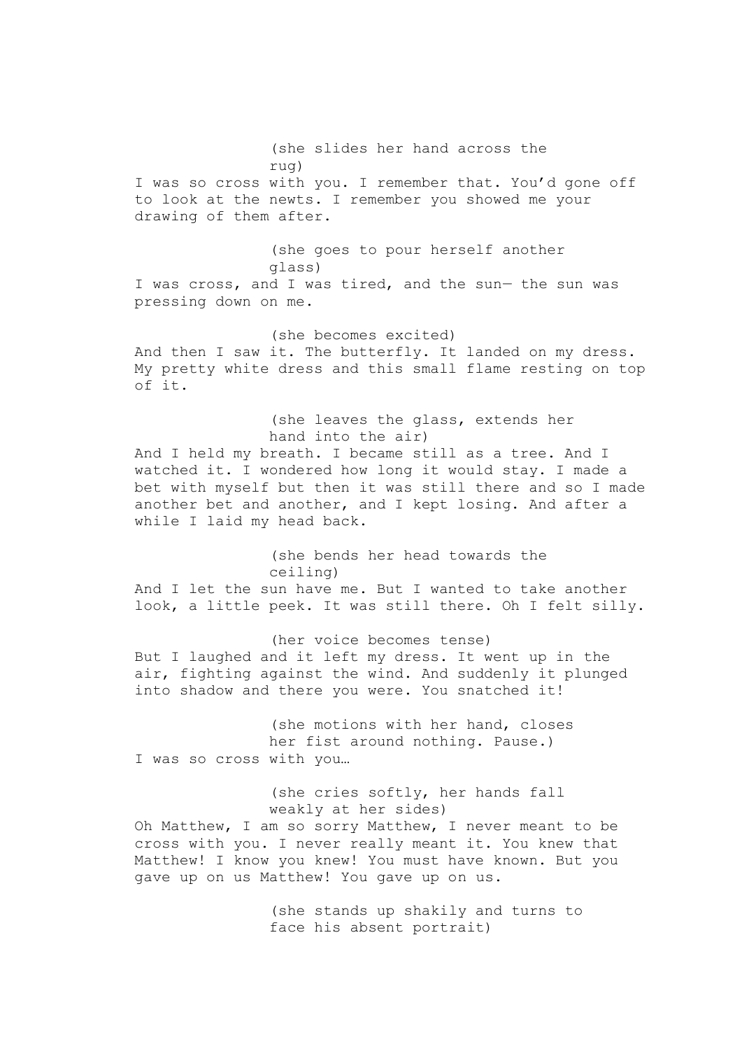(she slides her hand across the rug)

I was so cross with you. I remember that. You'd gone off to look at the newts. I remember you showed me your drawing of them after.

(she goes to pour herself another glass)

I was cross, and I was tired, and the sun— the sun was pressing down on me.

(she becomes excited)

And then I saw it. The butterfly. It landed on my dress. My pretty white dress and this small flame resting on top of it.

(she leaves the glass, extends her hand into the air)

And I held my breath. I became still as a tree. And I watched it. I wondered how long it would stay. I made a bet with myself but then it was still there and so I made another bet and another, and I kept losing. And after a while I laid my head back.

(she bends her head towards the ceiling)

And I let the sun have me. But I wanted to take another look, a little peek. It was still there. Oh I felt silly.

(her voice becomes tense)

But I laughed and it left my dress. It went up in the air, fighting against the wind. And suddenly it plunged into shadow and there you were. You snatched it!

(she motions with her hand, closes her fist around nothing. Pause.)

I was so cross with you…

(she cries softly, her hands fall weakly at her sides)

Oh Matthew, I am so sorry Matthew, I never meant to be cross with you. I never really meant it. You knew that Matthew! I know you knew! You must have known. But you gave up on us Matthew! You gave up on us.

(she stands up shakily and turns to face his absent portrait)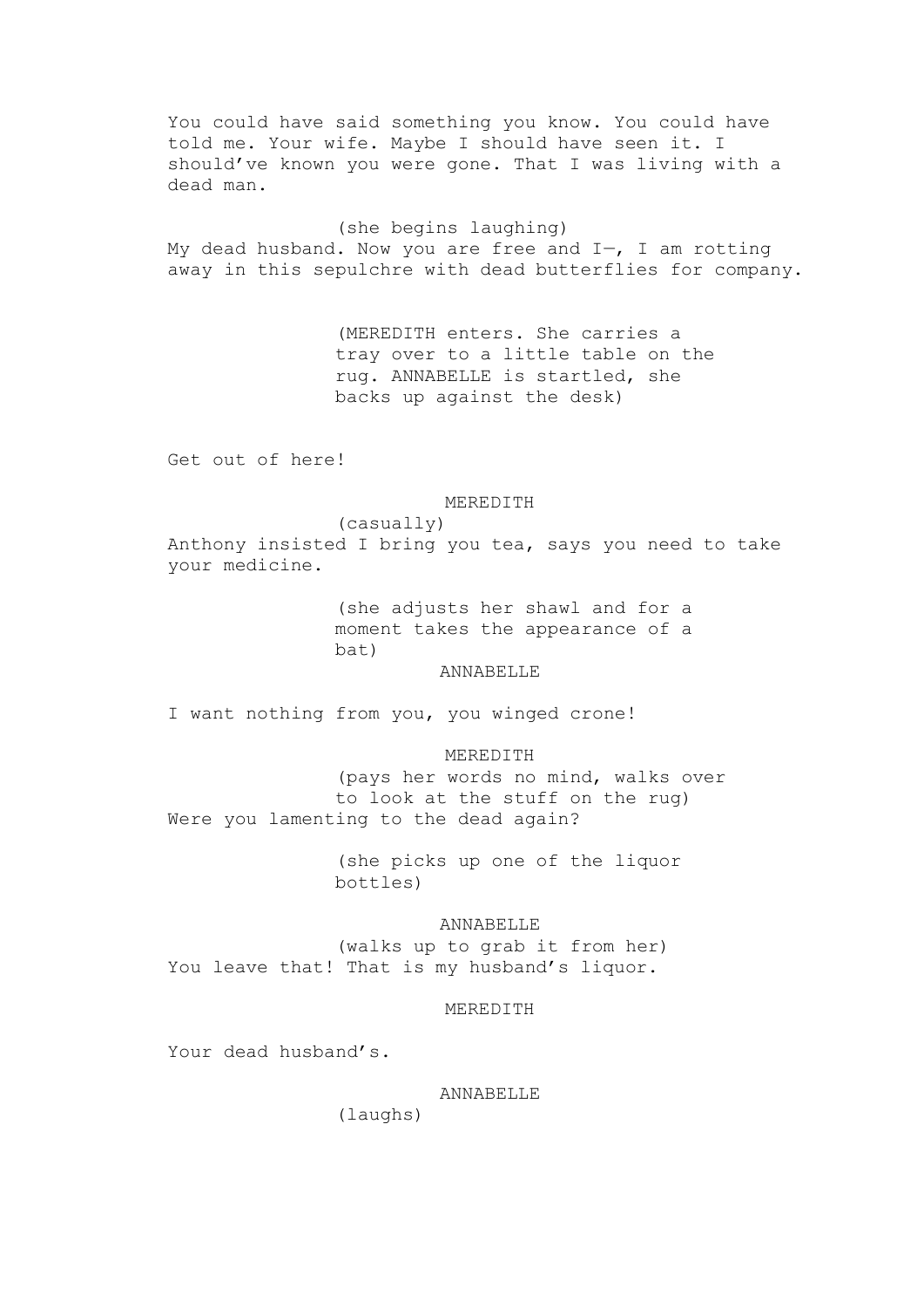You could have said something you know. You could have told me. Your wife. Maybe I should have seen it. I should've known you were gone. That I was living with a dead man.

(she begins laughing)

My dead husband. Now you are free and I—, I am rotting away in this sepulchre with dead butterflies for company.

(MEREDITH enters. She carries a tray over to a little table on the rug. ANNABELLE is startled, she backs up against the desk)

Get out of here!

MEREDITH

(casually)

Anthony insisted I bring you tea, says you need to take your medicine.

(she adjusts her shawl and for a moment takes the appearance of a bat)

ANNABELLE

I want nothing from you, you winged crone!

MEREDITH

(pays her words no mind, walks over to look at the stuff on the rug)

Were you lamenting to the dead again?

(she picks up one of the liquor bottles)

ANNABELLE

(walks up to grab it from her)

You leave that! That is my husband's liquor.

MEREDITH

Your dead husband's.

ANNABELLE

(laughs)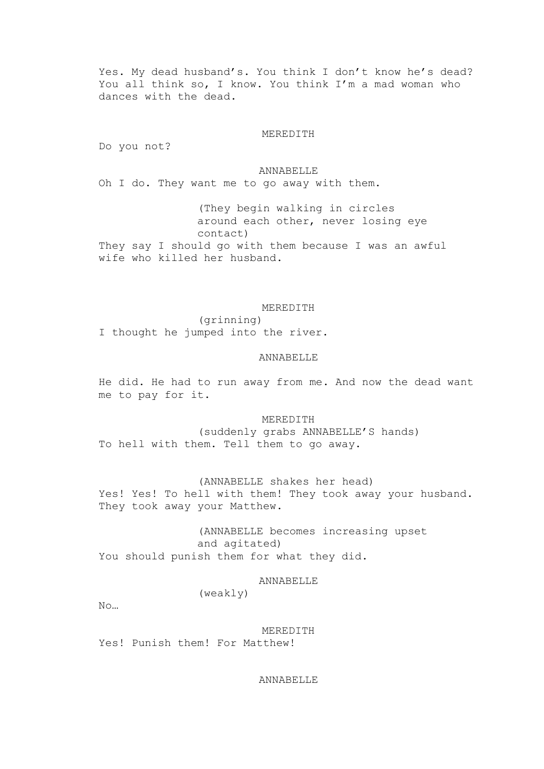Yes. My dead husband's. You think I don't know he's dead? You all think so, I know. You think I'm a mad woman who dances with the dead.

MEREDITH

Do you not?

ANNABELLE

Oh I do. They want me to go away with them.

(They begin walking in circles around each other, never losing eye contact)

They say I should go with them because I was an awful wife who killed her husband.

MEREDITH

(grinning)

I thought he jumped into the river.

ANNABELLE

He did. He had to run away from me. And now the dead want me to pay for it.

MEREDITH

(suddenly grabs ANNABELLE'S hands)

To hell with them. Tell them to go away.

(ANNABELLE shakes her head)

Yes! Yes! To hell with them! They took away your husband. They took away your Matthew.

(ANNABELLE becomes increasing upset and agitated)

You should punish them for what they did.

ANNABELLE

(weakly)

No…

MEREDITH

Yes! Punish them! For Matthew!

ANNABELLE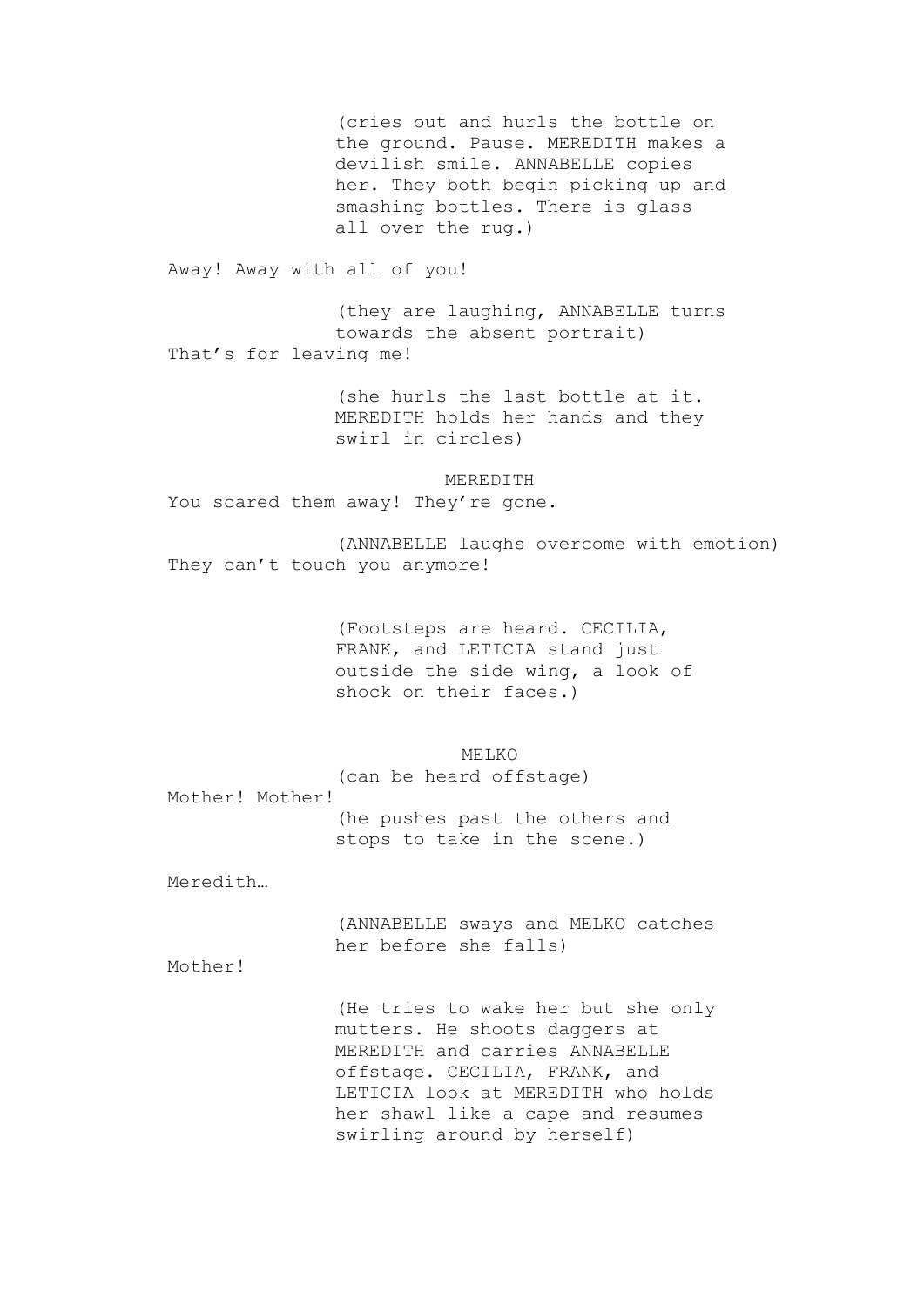(cries out and hurls the bottle on the ground. Pause. MEREDITH makes a devilish smile. ANNABELLE copies her. They both begin picking up and smashing bottles. There is glass all over the rug.)

Away! Away with all of you!

(they are laughing, ANNABELLE turns towards the absent portrait)

That's for leaving me!

(she hurls the last bottle at it. MEREDITH holds her hands and they swirl in circles)

MEREDITH

You scared them away! They're gone.

(ANNABELLE laughs overcome with emotion)

They can't touch you anymore!

(Footsteps are heard. CECILIA, FRANK, and LETICIA stand just outside the side wing, a look of shock on their faces.)

MELKO

(can be heard offstage)

Mother! Mother!

(he pushes past the others and stops to take in the scene.)

Meredith…

(ANNABELLE sways and MELKO catches her before she falls)

Mother!

(He tries to wake her but she only mutters. He shoots daggers at MEREDITH and carries ANNABELLE offstage. CECILIA, FRANK, and LETICIA look at MEREDITH who holds her shawl like a cape and resumes swirling around by herself)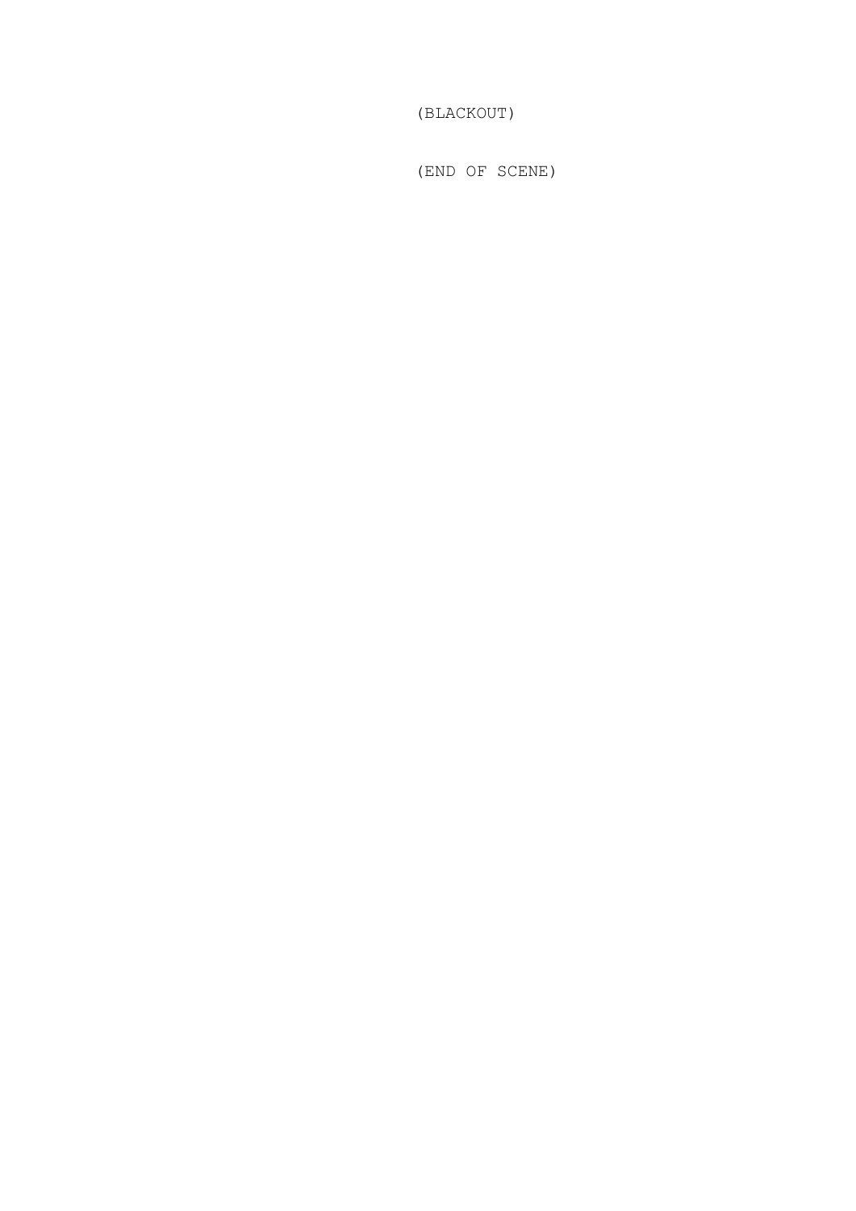(BLACKOUT)

(END OF SCENE)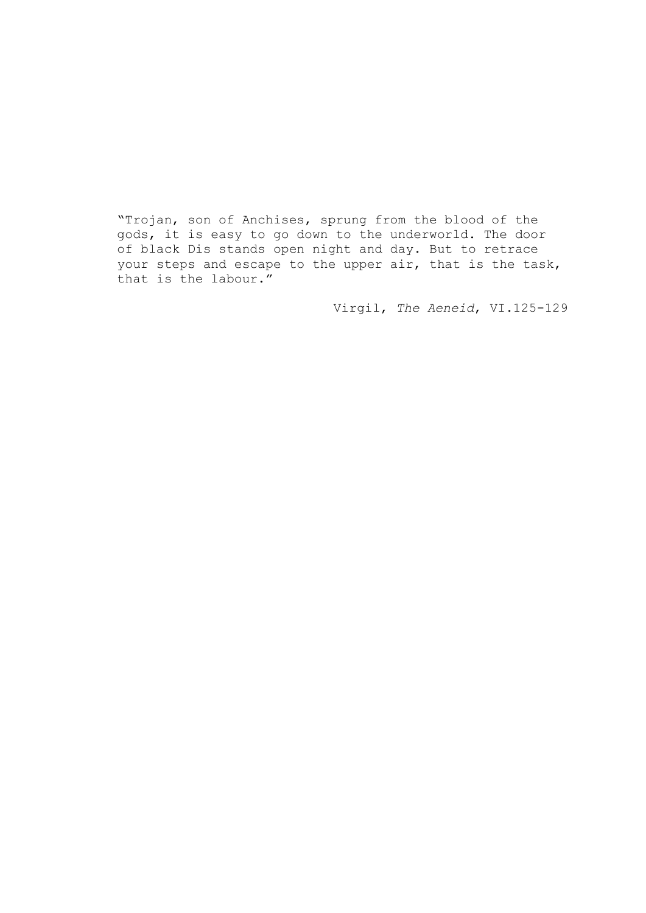"Trojan, son of Anchises, sprung from the blood of the gods, it is easy to go down to the underworld. The door of black Dis stands open night and day. But to retrace your steps and escape to the upper air, that is the task, that is the labour."

Virgil, *The Aeneid*, VI.125-129